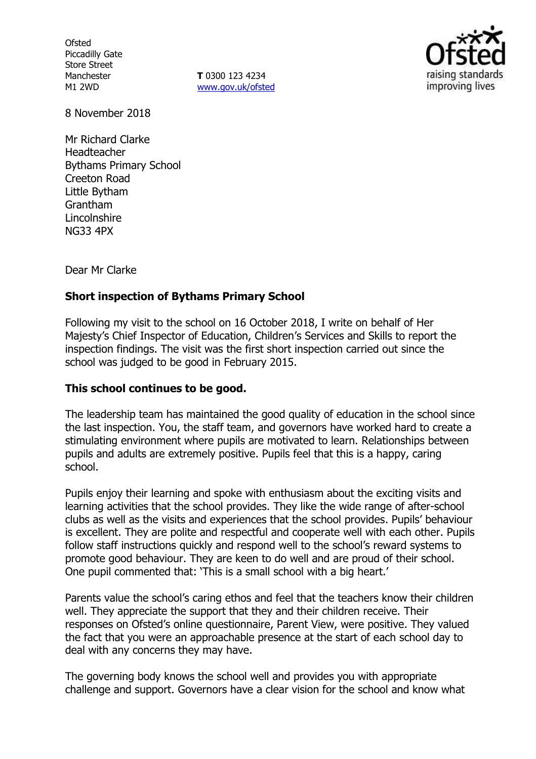Ofsted
Piccadilly Gate
Store Street
Manchester
M1 2WD

**T** 0300 123 4234
www.gov.uk/ofsted

8 November 2018

Mr Richard Clarke
Headteacher
Bythams Primary School
Creeton Road
Little Bytham
Grantham
Lincolnshire
NG33 4PX

Dear Mr Clarke

**Short inspection of Bythams Primary School**

Following my visit to the school on 16 October 2018, I write on behalf of Her Majesty's Chief Inspector of Education, Children's Services and Skills to report the inspection findings. The visit was the first short inspection carried out since the school was judged to be good in February 2015.

**This school continues to be good.**

The leadership team has maintained the good quality of education in the school since the last inspection. You, the staff team, and governors have worked hard to create a stimulating environment where pupils are motivated to learn. Relationships between pupils and adults are extremely positive. Pupils feel that this is a happy, caring school.

Pupils enjoy their learning and spoke with enthusiasm about the exciting visits and learning activities that the school provides. They like the wide range of after-school clubs as well as the visits and experiences that the school provides. Pupils' behaviour is excellent. They are polite and respectful and cooperate well with each other. Pupils follow staff instructions quickly and respond well to the school's reward systems to promote good behaviour. They are keen to do well and are proud of their school. One pupil commented that: 'This is a small school with a big heart.'

Parents value the school's caring ethos and feel that the teachers know their children well. They appreciate the support that they and their children receive. Their responses on Ofsted's online questionnaire, Parent View, were positive. They valued the fact that you were an approachable presence at the start of each school day to deal with any concerns they may have.

The governing body knows the school well and provides you with appropriate challenge and support. Governors have a clear vision for the school and know what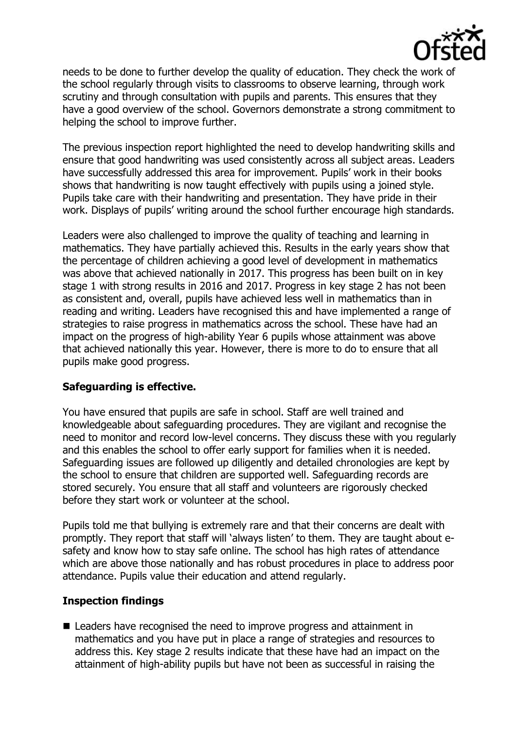needs to be done to further develop the quality of education. They check the work of the school regularly through visits to classrooms to observe learning, through work scrutiny and through consultation with pupils and parents. This ensures that they have a good overview of the school. Governors demonstrate a strong commitment to helping the school to improve further.

The previous inspection report highlighted the need to develop handwriting skills and ensure that good handwriting was used consistently across all subject areas. Leaders have successfully addressed this area for improvement. Pupils' work in their books shows that handwriting is now taught effectively with pupils using a joined style. Pupils take care with their handwriting and presentation. They have pride in their work. Displays of pupils' writing around the school further encourage high standards.

Leaders were also challenged to improve the quality of teaching and learning in mathematics. They have partially achieved this. Results in the early years show that the percentage of children achieving a good level of development in mathematics was above that achieved nationally in 2017. This progress has been built on in key stage 1 with strong results in 2016 and 2017. Progress in key stage 2 has not been as consistent and, overall, pupils have achieved less well in mathematics than in reading and writing. Leaders have recognised this and have implemented a range of strategies to raise progress in mathematics across the school. These have had an impact on the progress of high-ability Year 6 pupils whose attainment was above that achieved nationally this year. However, there is more to do to ensure that all pupils make good progress.

## Safeguarding is effective.

You have ensured that pupils are safe in school. Staff are well trained and knowledgeable about safeguarding procedures. They are vigilant and recognise the need to monitor and record low-level concerns. They discuss these with you regularly and this enables the school to offer early support for families when it is needed. Safeguarding issues are followed up diligently and detailed chronologies are kept by the school to ensure that children are supported well. Safeguarding records are stored securely. You ensure that all staff and volunteers are rigorously checked before they start work or volunteer at the school.

Pupils told me that bullying is extremely rare and that their concerns are dealt with promptly. They report that staff will 'always listen' to them. They are taught about e-safety and know how to stay safe online. The school has high rates of attendance which are above those nationally and has robust procedures in place to address poor attendance. Pupils value their education and attend regularly.

## Inspection findings

- Leaders have recognised the need to improve progress and attainment in mathematics and you have put in place a range of strategies and resources to address this. Key stage 2 results indicate that these have had an impact on the attainment of high-ability pupils but have not been as successful in raising the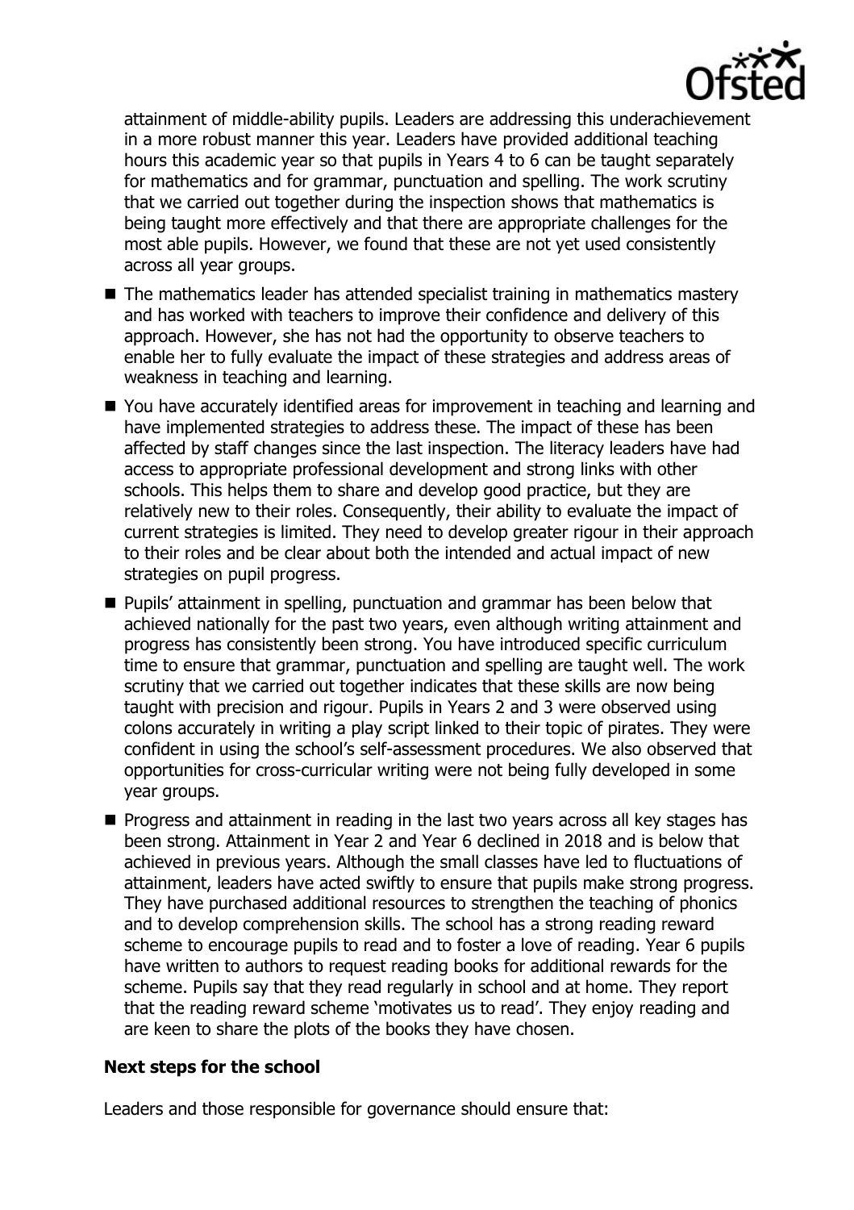attainment of middle-ability pupils. Leaders are addressing this underachievement in a more robust manner this year. Leaders have provided additional teaching hours this academic year so that pupils in Years 4 to 6 can be taught separately for mathematics and for grammar, punctuation and spelling. The work scrutiny that we carried out together during the inspection shows that mathematics is being taught more effectively and that there are appropriate challenges for the most able pupils. However, we found that these are not yet used consistently across all year groups.

- The mathematics leader has attended specialist training in mathematics mastery and has worked with teachers to improve their confidence and delivery of this approach. However, she has not had the opportunity to observe teachers to enable her to fully evaluate the impact of these strategies and address areas of weakness in teaching and learning.
- You have accurately identified areas for improvement in teaching and learning and have implemented strategies to address these. The impact of these has been affected by staff changes since the last inspection. The literacy leaders have had access to appropriate professional development and strong links with other schools. This helps them to share and develop good practice, but they are relatively new to their roles. Consequently, their ability to evaluate the impact of current strategies is limited. They need to develop greater rigour in their approach to their roles and be clear about both the intended and actual impact of new strategies on pupil progress.
- Pupils' attainment in spelling, punctuation and grammar has been below that achieved nationally for the past two years, even although writing attainment and progress has consistently been strong. You have introduced specific curriculum time to ensure that grammar, punctuation and spelling are taught well. The work scrutiny that we carried out together indicates that these skills are now being taught with precision and rigour. Pupils in Years 2 and 3 were observed using colons accurately in writing a play script linked to their topic of pirates. They were confident in using the school's self-assessment procedures. We also observed that opportunities for cross-curricular writing were not being fully developed in some year groups.
- Progress and attainment in reading in the last two years across all key stages has been strong. Attainment in Year 2 and Year 6 declined in 2018 and is below that achieved in previous years. Although the small classes have led to fluctuations of attainment, leaders have acted swiftly to ensure that pupils make strong progress. They have purchased additional resources to strengthen the teaching of phonics and to develop comprehension skills. The school has a strong reading reward scheme to encourage pupils to read and to foster a love of reading. Year 6 pupils have written to authors to request reading books for additional rewards for the scheme. Pupils say that they read regularly in school and at home. They report that the reading reward scheme 'motivates us to read'. They enjoy reading and are keen to share the plots of the books they have chosen.

### Next steps for the school

Leaders and those responsible for governance should ensure that: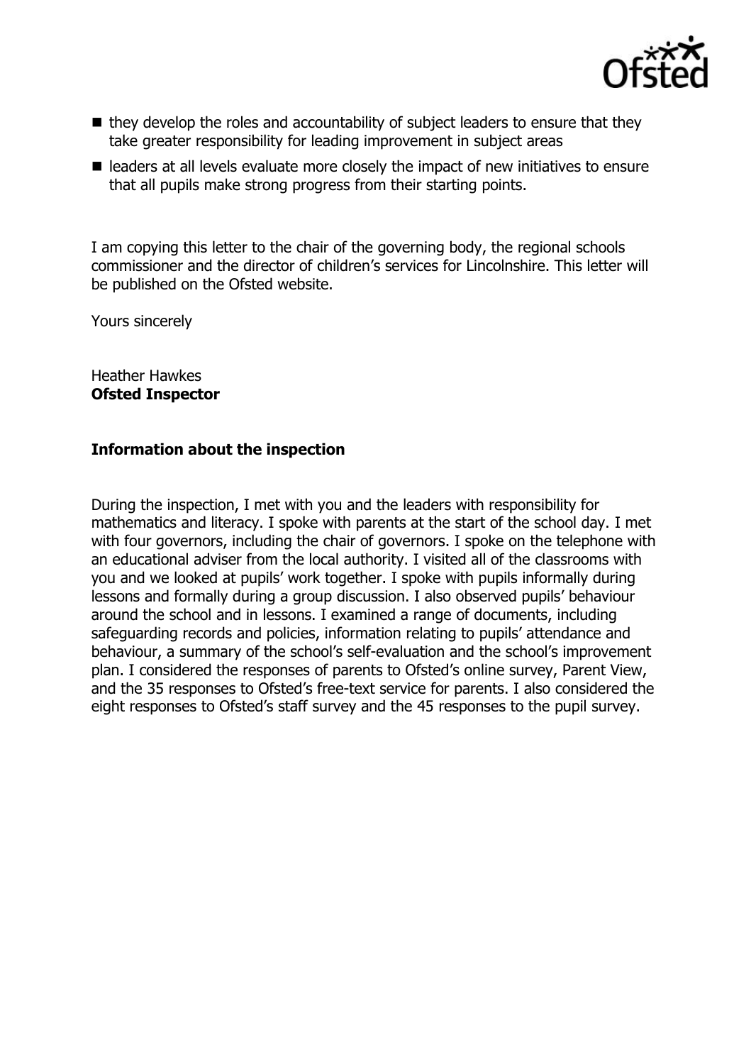- they develop the roles and accountability of subject leaders to ensure that they take greater responsibility for leading improvement in subject areas
- leaders at all levels evaluate more closely the impact of new initiatives to ensure that all pupils make strong progress from their starting points.

I am copying this letter to the chair of the governing body, the regional schools commissioner and the director of children's services for Lincolnshire. This letter will be published on the Ofsted website.

Yours sincerely

Heather Hawkes
**Ofsted Inspector**

## Information about the inspection

During the inspection, I met with you and the leaders with responsibility for mathematics and literacy. I spoke with parents at the start of the school day. I met with four governors, including the chair of governors. I spoke on the telephone with an educational adviser from the local authority. I visited all of the classrooms with you and we looked at pupils' work together. I spoke with pupils informally during lessons and formally during a group discussion. I also observed pupils' behaviour around the school and in lessons. I examined a range of documents, including safeguarding records and policies, information relating to pupils' attendance and behaviour, a summary of the school's self-evaluation and the school's improvement plan. I considered the responses of parents to Ofsted's online survey, Parent View, and the 35 responses to Ofsted's free-text service for parents. I also considered the eight responses to Ofsted's staff survey and the 45 responses to the pupil survey.